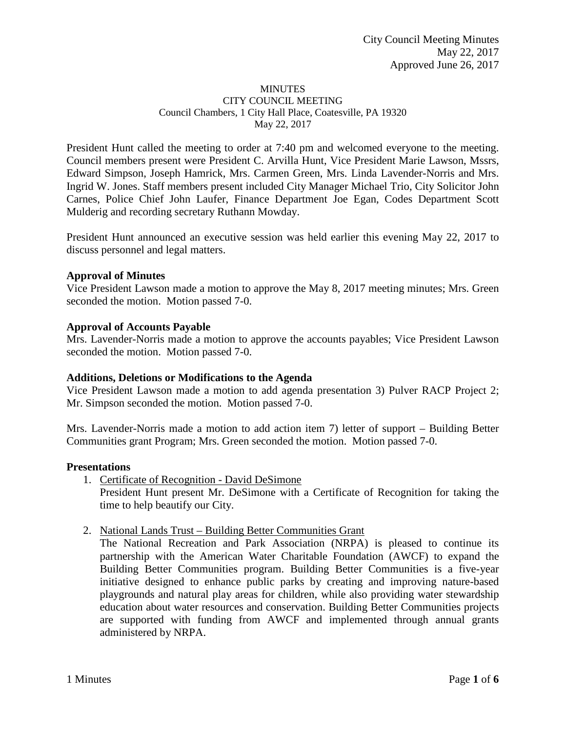# MINUTES

## CITY COUNCIL MEETING

Council Chambers, 1 City Hall Place, Coatesville, PA 19320

May 22, 2017

President Hunt called the meeting to order at 7:40 pm and welcomed everyone to the meeting. Council members present were President C. Arvilla Hunt, Vice President Marie Lawson, Mssrs, Edward Simpson, Joseph Hamrick, Mrs. Carmen Green, Mrs. Linda Lavender-Norris and Mrs. Ingrid W. Jones. Staff members present included City Manager Michael Trio, City Solicitor John Carnes, Police Chief John Laufer, Finance Department Joe Egan, Codes Department Scott Mulderig and recording secretary Ruthann Mowday.

President Hunt announced an executive session was held earlier this evening May 22, 2017 to discuss personnel and legal matters.

**Approval of Minutes**

Vice President Lawson made a motion to approve the May 8, 2017 meeting minutes; Mrs. Green seconded the motion. Motion passed 7-0.

**Approval of Accounts Payable**

Mrs. Lavender-Norris made a motion to approve the accounts payables; Vice President Lawson seconded the motion. Motion passed 7-0.

**Additions, Deletions or Modifications to the Agenda**

Vice President Lawson made a motion to add agenda presentation 3) Pulver RACP Project 2; Mr. Simpson seconded the motion. Motion passed 7-0.

Mrs. Lavender-Norris made a motion to add action item 7) letter of support – Building Better Communities grant Program; Mrs. Green seconded the motion. Motion passed 7-0.

**Presentations**

1. Certificate of Recognition - David DeSimone

   President Hunt present Mr. DeSimone with a Certificate of Recognition for taking the time to help beautify our City.

2. National Lands Trust – Building Better Communities Grant

   The National Recreation and Park Association (NRPA) is pleased to continue its partnership with the American Water Charitable Foundation (AWCF) to expand the Building Better Communities program. Building Better Communities is a five-year initiative designed to enhance public parks by creating and improving nature-based playgrounds and natural play areas for children, while also providing water stewardship education about water resources and conservation. Building Better Communities projects are supported with funding from AWCF and implemented through annual grants administered by NRPA.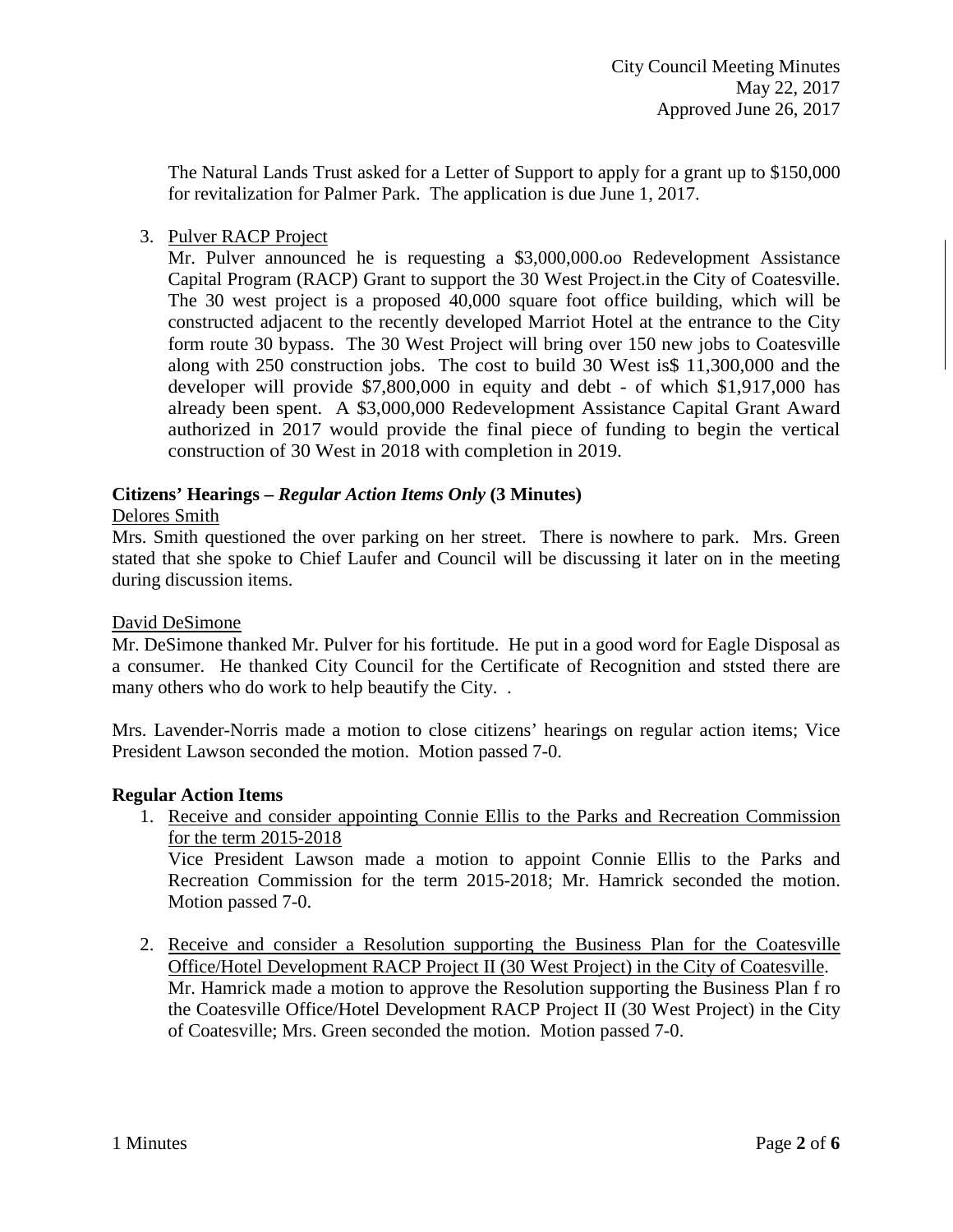The Natural Lands Trust asked for a Letter of Support to apply for a grant up to $150,000 for revitalization for Palmer Park. The application is due June 1, 2017.

3. Pulver RACP Project

   Mr. Pulver announced he is requesting a $3,000,000.oo Redevelopment Assistance Capital Program (RACP) Grant to support the 30 West Project.in the City of Coatesville. The 30 west project is a proposed 40,000 square foot office building, which will be constructed adjacent to the recently developed Marriot Hotel at the entrance to the City form route 30 bypass. The 30 West Project will bring over 150 new jobs to Coatesville along with 250 construction jobs. The cost to build 30 West is$ 11,300,000 and the developer will provide $7,800,000 in equity and debt - of which $1,917,000 has already been spent. A $3,000,000 Redevelopment Assistance Capital Grant Award authorized in 2017 would provide the final piece of funding to begin the vertical construction of 30 West in 2018 with completion in 2019.

**Citizens' Hearings – *Regular Action Items Only* (3 Minutes)**

Delores Smith

Mrs. Smith questioned the over parking on her street. There is nowhere to park. Mrs. Green stated that she spoke to Chief Laufer and Council will be discussing it later on in the meeting during discussion items.

David DeSimone

Mr. DeSimone thanked Mr. Pulver for his fortitude. He put in a good word for Eagle Disposal as a consumer. He thanked City Council for the Certificate of Recognition and ststed there are many others who do work to help beautify the City. .

Mrs. Lavender-Norris made a motion to close citizens' hearings on regular action items; Vice President Lawson seconded the motion. Motion passed 7-0.

**Regular Action Items**

1. Receive and consider appointing Connie Ellis to the Parks and Recreation Commission for the term 2015-2018

   Vice President Lawson made a motion to appoint Connie Ellis to the Parks and Recreation Commission for the term 2015-2018; Mr. Hamrick seconded the motion. Motion passed 7-0.

2. Receive and consider a Resolution supporting the Business Plan for the Coatesville Office/Hotel Development RACP Project II (30 West Project) in the City of Coatesville.

   Mr. Hamrick made a motion to approve the Resolution supporting the Business Plan f ro the Coatesville Office/Hotel Development RACP Project II (30 West Project) in the City of Coatesville; Mrs. Green seconded the motion. Motion passed 7-0.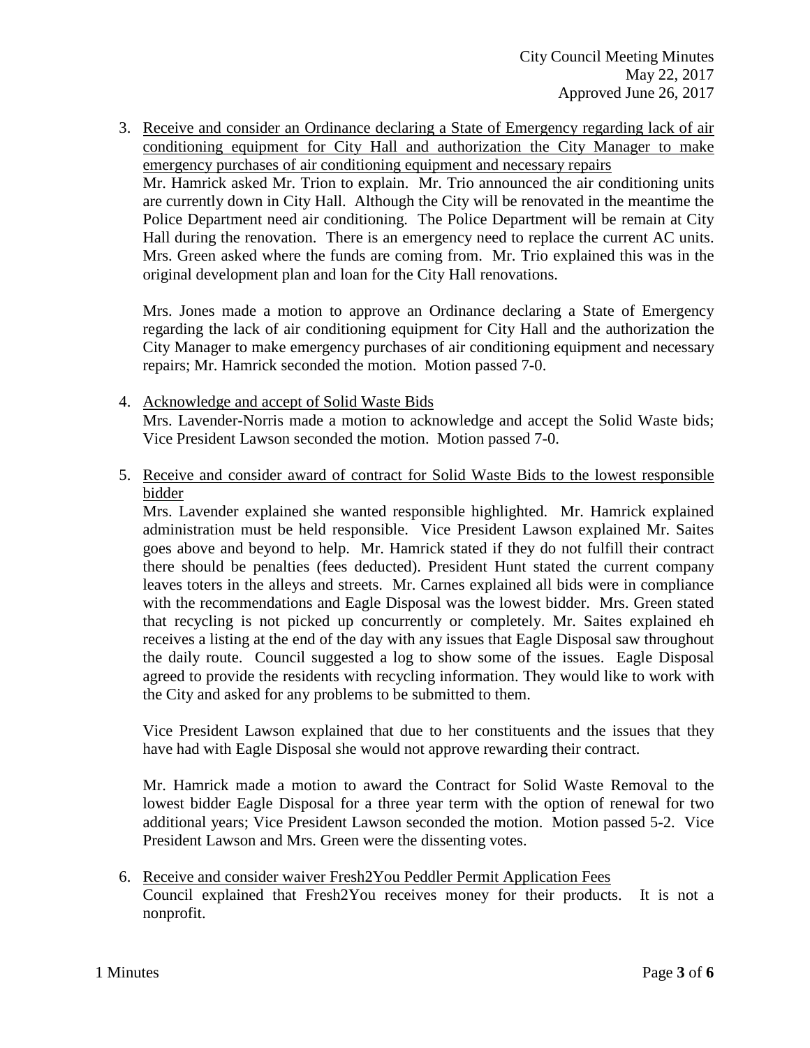3. Receive and consider an Ordinance declaring a State of Emergency regarding lack of air conditioning equipment for City Hall and authorization the City Manager to make emergency purchases of air conditioning equipment and necessary repairs
   Mr. Hamrick asked Mr. Trion to explain. Mr. Trio announced the air conditioning units are currently down in City Hall. Although the City will be renovated in the meantime the Police Department need air conditioning. The Police Department will be remain at City Hall during the renovation. There is an emergency need to replace the current AC units. Mrs. Green asked where the funds are coming from. Mr. Trio explained this was in the original development plan and loan for the City Hall renovations.

   Mrs. Jones made a motion to approve an Ordinance declaring a State of Emergency regarding the lack of air conditioning equipment for City Hall and the authorization the City Manager to make emergency purchases of air conditioning equipment and necessary repairs; Mr. Hamrick seconded the motion. Motion passed 7-0.

4. Acknowledge and accept of Solid Waste Bids
   Mrs. Lavender-Norris made a motion to acknowledge and accept the Solid Waste bids; Vice President Lawson seconded the motion. Motion passed 7-0.

5. Receive and consider award of contract for Solid Waste Bids to the lowest responsible bidder
   Mrs. Lavender explained she wanted responsible highlighted. Mr. Hamrick explained administration must be held responsible. Vice President Lawson explained Mr. Saites goes above and beyond to help. Mr. Hamrick stated if they do not fulfill their contract there should be penalties (fees deducted). President Hunt stated the current company leaves toters in the alleys and streets. Mr. Carnes explained all bids were in compliance with the recommendations and Eagle Disposal was the lowest bidder. Mrs. Green stated that recycling is not picked up concurrently or completely. Mr. Saites explained eh receives a listing at the end of the day with any issues that Eagle Disposal saw throughout the daily route. Council suggested a log to show some of the issues. Eagle Disposal agreed to provide the residents with recycling information. They would like to work with the City and asked for any problems to be submitted to them.

   Vice President Lawson explained that due to her constituents and the issues that they have had with Eagle Disposal she would not approve rewarding their contract.

   Mr. Hamrick made a motion to award the Contract for Solid Waste Removal to the lowest bidder Eagle Disposal for a three year term with the option of renewal for two additional years; Vice President Lawson seconded the motion. Motion passed 5-2. Vice President Lawson and Mrs. Green were the dissenting votes.

6. Receive and consider waiver Fresh2You Peddler Permit Application Fees
   Council explained that Fresh2You receives money for their products. It is not a nonprofit.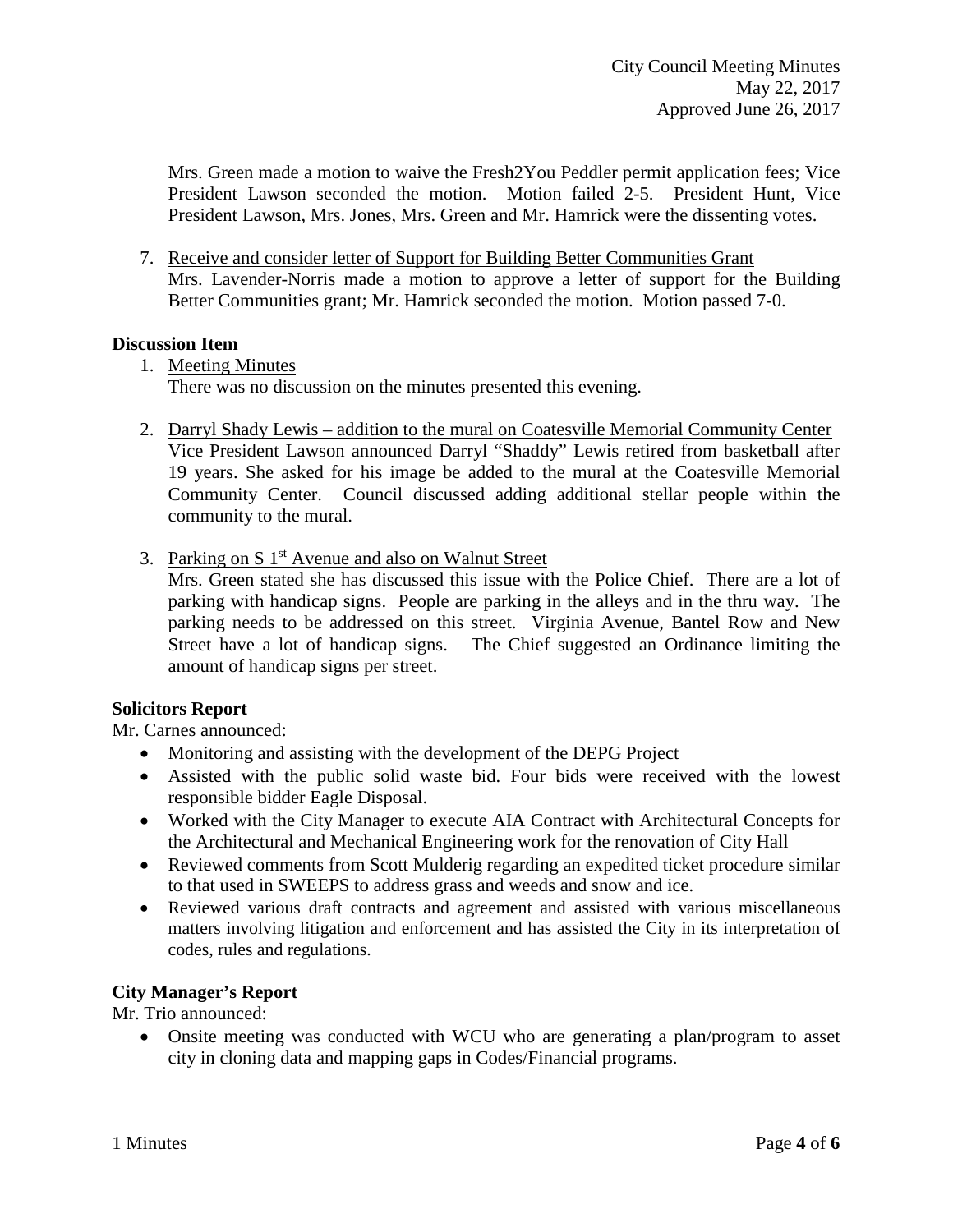Mrs. Green made a motion to waive the Fresh2You Peddler permit application fees; Vice President Lawson seconded the motion. Motion failed 2-5. President Hunt, Vice President Lawson, Mrs. Jones, Mrs. Green and Mr. Hamrick were the dissenting votes.

7. Receive and consider letter of Support for Building Better Communities Grant
   Mrs. Lavender-Norris made a motion to approve a letter of support for the Building Better Communities grant; Mr. Hamrick seconded the motion. Motion passed 7-0.

**Discussion Item**

1. Meeting Minutes
   There was no discussion on the minutes presented this evening.

2. Darryl Shady Lewis – addition to the mural on Coatesville Memorial Community Center
   Vice President Lawson announced Darryl "Shaddy" Lewis retired from basketball after 19 years. She asked for his image be added to the mural at the Coatesville Memorial Community Center. Council discussed adding additional stellar people within the community to the mural.

3. Parking on S 1st Avenue and also on Walnut Street
   Mrs. Green stated she has discussed this issue with the Police Chief. There are a lot of parking with handicap signs. People are parking in the alleys and in the thru way. The parking needs to be addressed on this street. Virginia Avenue, Bantel Row and New Street have a lot of handicap signs. The Chief suggested an Ordinance limiting the amount of handicap signs per street.

**Solicitors Report**

Mr. Carnes announced:

- Monitoring and assisting with the development of the DEPG Project
- Assisted with the public solid waste bid. Four bids were received with the lowest responsible bidder Eagle Disposal.
- Worked with the City Manager to execute AIA Contract with Architectural Concepts for the Architectural and Mechanical Engineering work for the renovation of City Hall
- Reviewed comments from Scott Mulderig regarding an expedited ticket procedure similar to that used in SWEEPS to address grass and weeds and snow and ice.
- Reviewed various draft contracts and agreement and assisted with various miscellaneous matters involving litigation and enforcement and has assisted the City in its interpretation of codes, rules and regulations.

**City Manager's Report**

Mr. Trio announced:

- Onsite meeting was conducted with WCU who are generating a plan/program to asset city in cloning data and mapping gaps in Codes/Financial programs.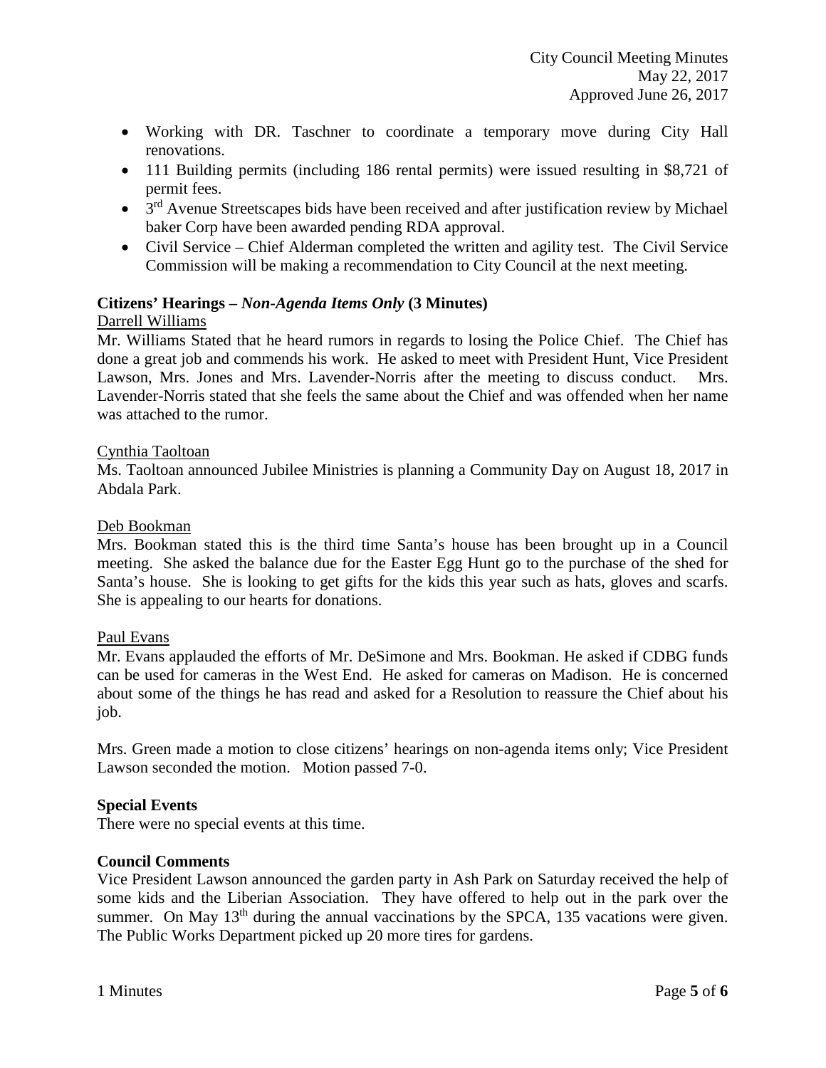- Working with DR. Taschner to coordinate a temporary move during City Hall renovations.
- 111 Building permits (including 186 rental permits) were issued resulting in \$8,721 of permit fees.
- 3rd Avenue Streetscapes bids have been received and after justification review by Michael baker Corp have been awarded pending RDA approval.
- Civil Service – Chief Alderman completed the written and agility test. The Civil Service Commission will be making a recommendation to City Council at the next meeting.

**Citizens' Hearings –** ***Non-Agenda Items Only*** **(3 Minutes)**

Darrell Williams

Mr. Williams Stated that he heard rumors in regards to losing the Police Chief. The Chief has done a great job and commends his work. He asked to meet with President Hunt, Vice President Lawson, Mrs. Jones and Mrs. Lavender-Norris after the meeting to discuss conduct. Mrs. Lavender-Norris stated that she feels the same about the Chief and was offended when her name was attached to the rumor.

Cynthia Taoltoan

Ms. Taoltoan announced Jubilee Ministries is planning a Community Day on August 18, 2017 in Abdala Park.

Deb Bookman

Mrs. Bookman stated this is the third time Santa's house has been brought up in a Council meeting. She asked the balance due for the Easter Egg Hunt go to the purchase of the shed for Santa's house. She is looking to get gifts for the kids this year such as hats, gloves and scarfs. She is appealing to our hearts for donations.

Paul Evans

Mr. Evans applauded the efforts of Mr. DeSimone and Mrs. Bookman. He asked if CDBG funds can be used for cameras in the West End. He asked for cameras on Madison. He is concerned about some of the things he has read and asked for a Resolution to reassure the Chief about his job.

Mrs. Green made a motion to close citizens' hearings on non-agenda items only; Vice President Lawson seconded the motion. Motion passed 7-0.

**Special Events**

There were no special events at this time.

**Council Comments**

Vice President Lawson announced the garden party in Ash Park on Saturday received the help of some kids and the Liberian Association. They have offered to help out in the park over the summer. On May 13th during the annual vaccinations by the SPCA, 135 vacations were given. The Public Works Department picked up 20 more tires for gardens.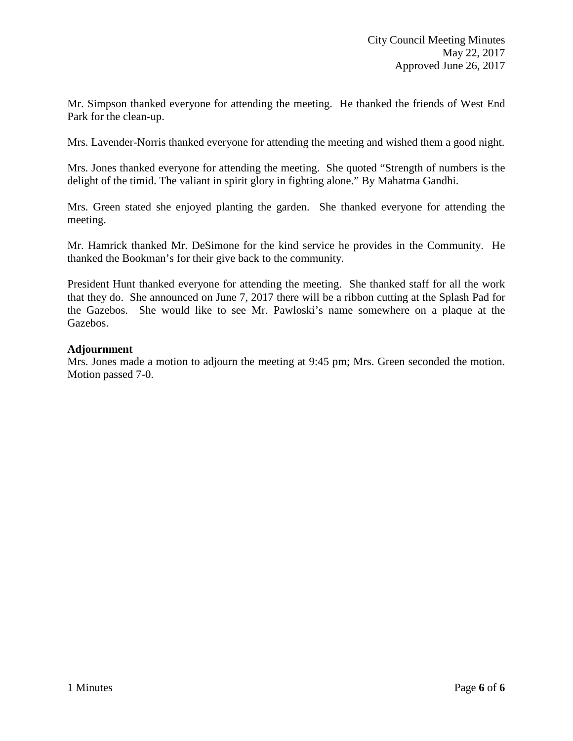Mr. Simpson thanked everyone for attending the meeting. He thanked the friends of West End Park for the clean-up.

Mrs. Lavender-Norris thanked everyone for attending the meeting and wished them a good night.

Mrs. Jones thanked everyone for attending the meeting. She quoted "Strength of numbers is the delight of the timid. The valiant in spirit glory in fighting alone." By Mahatma Gandhi.

Mrs. Green stated she enjoyed planting the garden. She thanked everyone for attending the meeting.

Mr. Hamrick thanked Mr. DeSimone for the kind service he provides in the Community. He thanked the Bookman's for their give back to the community.

President Hunt thanked everyone for attending the meeting. She thanked staff for all the work that they do. She announced on June 7, 2017 there will be a ribbon cutting at the Splash Pad for the Gazebos. She would like to see Mr. Pawloski's name somewhere on a plaque at the Gazebos.

**Adjournment**
Mrs. Jones made a motion to adjourn the meeting at 9:45 pm; Mrs. Green seconded the motion. Motion passed 7-0.